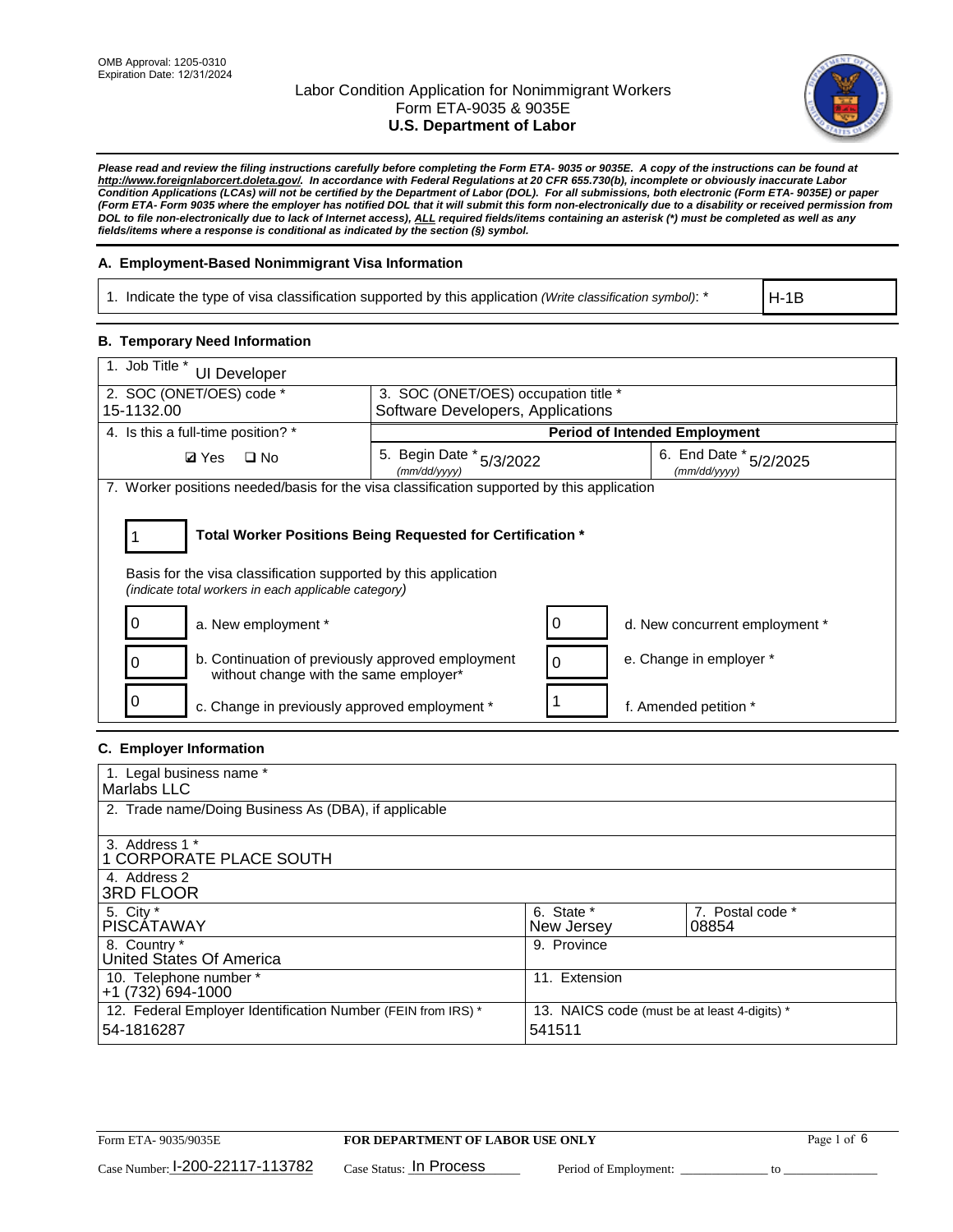OMB Approval: 1205-0310
Expiration Date: 12/31/2024

# Labor Condition Application for Nonimmigrant Workers
## Form ETA-9035 & 9035E
## U.S. Department of Labor

***Please read and review the filing instructions carefully before completing the Form ETA- 9035 or 9035E. A copy of the instructions can be found at http://www.foreignlaborcert.doleta.gov/. In accordance with Federal Regulations at 20 CFR 655.730(b), incomplete or obviously inaccurate Labor Condition Applications (LCAs) will not be certified by the Department of Labor (DOL). For all submissions, both electronic (Form ETA- 9035E) or paper (Form ETA- Form 9035 where the employer has notified DOL that it will submit this form non-electronically due to a disability or received permission from DOL to file non-electronically due to lack of Internet access), ALL required fields/items containing an asterisk (*) must be completed as well as any fields/items where a response is conditional as indicated by the section (§) symbol.***

### A. Employment-Based Nonimmigrant Visa Information

| 1. Indicate the type of visa classification supported by this application *(Write classification symbol)*: * | H-1B |
|---|---|

### B. Temporary Need Information

| 1. Job Title * UI Developer | | |
|---|---|---|
| 2. SOC (ONET/OES) code * 15-1132.00 | 3. SOC (ONET/OES) occupation title * Software Developers, Applications | |
| 4. Is this a full-time position? * | Period of Intended Employment | |
| ☑ Yes ☐ No | 5. Begin Date * *(mm/dd/yyyy)* 5/3/2022 | 6. End Date * *(mm/dd/yyyy)* 5/2/2025 |

7. Worker positions needed/basis for the visa classification supported by this application

**1** — **Total Worker Positions Being Requested for Certification ***

Basis for the visa classification supported by this application
*(indicate total workers in each applicable category)*

| Count | Category | Count | Category |
|---|---|---|---|
| 0 | a. New employment * | 0 | d. New concurrent employment * |
| 0 | b. Continuation of previously approved employment without change with the same employer* | 0 | e. Change in employer * |
| 0 | c. Change in previously approved employment * | 1 | f. Amended petition * |

### C. Employer Information

| 1. Legal business name * Marlabs LLC | | |
|---|---|---|
| 2. Trade name/Doing Business As (DBA), if applicable | | |
| 3. Address 1 * 1 CORPORATE PLACE SOUTH | | |
| 4. Address 2 3RD FLOOR | | |
| 5. City * PISCATAWAY | 6. State * New Jersey | 7. Postal code * 08854 |
| 8. Country * United States Of America | 9. Province | |
| 10. Telephone number * +1 (732) 694-1000 | 11. Extension | |
| 12. Federal Employer Identification Number (FEIN from IRS) * 54-1816287 | 13. NAICS code (must be at least 4-digits) * 541511 | |

Form ETA- 9035/9035E — **FOR DEPARTMENT OF LABOR USE ONLY**

Case Number: I-200-22117-113782 Case Status: In Process Period of Employment: ____________ to ____________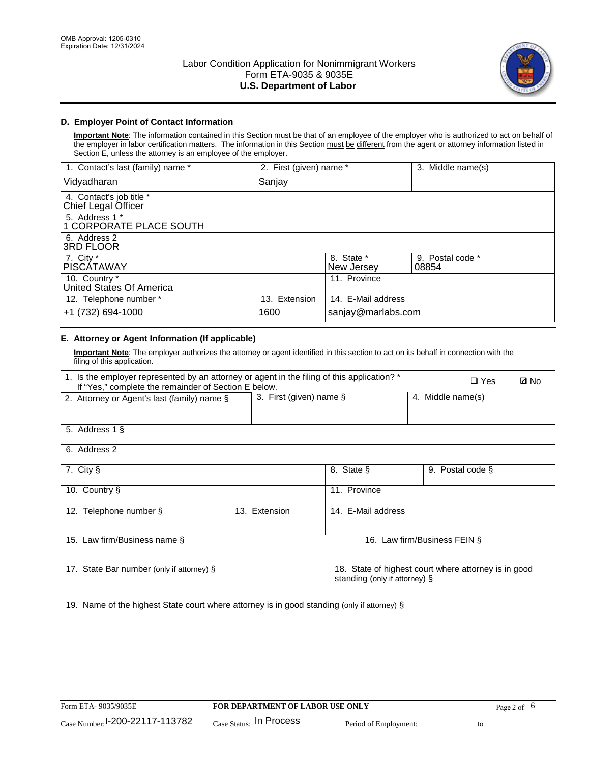OMB Approval: 1205-0310
Expiration Date: 12/31/2024

# Labor Condition Application for Nonimmigrant Workers
## Form ETA-9035 & 9035E
## U.S. Department of Labor

### D. Employer Point of Contact Information

**Important Note**: The information contained in this Section must be that of an employee of the employer who is authorized to act on behalf of the employer in labor certification matters. The information in this Section must be different from the agent or attorney information listed in Section E, unless the attorney is an employee of the employer.

| 1. Contact's last (family) name * | 2. First (given) name * | 3. Middle name(s) |
|---|---|---|
| Vidyadharan | Sanjay | |

| 4. Contact's job title * |
|---|
| Chief Legal Officer |

| 5. Address 1 * |
|---|
| 1 CORPORATE PLACE SOUTH |

| 6. Address 2 |
|---|
| 3RD FLOOR |

| 7. City * | 8. State * | 9. Postal code * |
|---|---|---|
| PISCATAWAY | New Jersey | 08854 |

| 10. Country * | 11. Province |
|---|---|
| United States Of America | |

| 12. Telephone number * | 13. Extension | 14. E-Mail address |
|---|---|---|
| +1 (732) 694-1000 | 1600 | sanjay@marlabs.com |

### E. Attorney or Agent Information (If applicable)

**Important Note**: The employer authorizes the attorney or agent identified in this section to act on its behalf in connection with the filing of this application.

| 1. Is the employer represented by an attorney or agent in the filing of this application? * If "Yes," complete the remainder of Section E below. | ❑ Yes | ☑ No |
|---|---|---|

| 2. Attorney or Agent's last (family) name § | 3. First (given) name § | 4. Middle name(s) |
|---|---|---|
| | | |

| 5. Address 1 § |
|---|
| |

| 6. Address 2 |
|---|
| |

| 7. City § | 8. State § | 9. Postal code § |
|---|---|---|
| | | |

| 10. Country § | 11. Province |
|---|---|
| | |

| 12. Telephone number § | 13. Extension | 14. E-Mail address |
|---|---|---|
| | | |

| 15. Law firm/Business name § | 16. Law firm/Business FEIN § |
|---|---|
| | |

| 17. State Bar number (only if attorney) § | 18. State of highest court where attorney is in good standing (only if attorney) § |
|---|---|
| | |

| 19. Name of the highest State court where attorney is in good standing (only if attorney) § |
|---|
| |

Form ETA- 9035/9035E | FOR DEPARTMENT OF LABOR USE ONLY

Case Number: I-200-22117-113782 Case Status: In Process Period of Employment: _____________ to _____________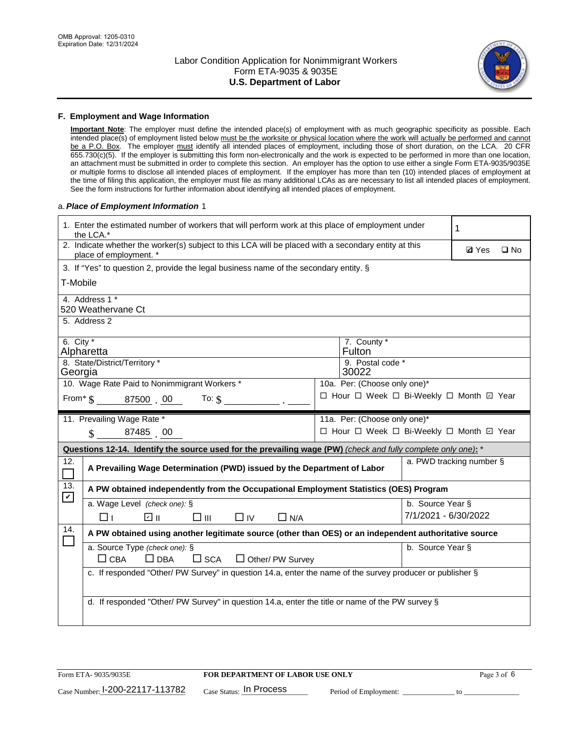OMB Approval: 1205-0310
Expiration Date: 12/31/2024

# Labor Condition Application for Nonimmigrant Workers
## Form ETA-9035 & 9035E
## U.S. Department of Labor

### F. Employment and Wage Information

**Important Note**: The employer must define the intended place(s) of employment with as much geographic specificity as possible. Each intended place(s) of employment listed below must be the worksite or physical location where the work will actually be performed and cannot be a P.O. Box. The employer must identify all intended places of employment, including those of short duration, on the LCA. 20 CFR 655.730(c)(5). If the employer is submitting this form non-electronically and the work is expected to be performed in more than one location, an attachment must be submitted in order to complete this section. An employer has the option to use either a single Form ETA-9035/9035E or multiple forms to disclose all intended places of employment. If the employer has more than ten (10) intended places of employment at the time of filing this application, the employer must file as many additional LCAs as are necessary to list all intended places of employment. See the form instructions for further information about identifying all intended places of employment.

a. *Place of Employment Information* 1

| | |
|---|---|
| 1. Enter the estimated number of workers that will perform work at this place of employment under the LCA.* | 1 |
| 2. Indicate whether the worker(s) subject to this LCA will be placed with a secondary entity at this place of employment. * | ☑ Yes ☐ No |
| 3. If "Yes" to question 2, provide the legal business name of the secondary entity. § T-Mobile | |
| 4. Address 1 * 520 Weathervane Ct | |
| 5. Address 2 | |
| 6. City * Alpharetta | 7. County * Fulton |
| 8. State/District/Territory * Georgia | 9. Postal code * 30022 |
| 10. Wage Rate Paid to Nonimmigrant Workers * From* $ 87500 . 00 To: $ ______ . ____ | 10a. Per: (Choose only one)* ☐ Hour ☐ Week ☐ Bi-Weekly ☐ Month ☑ Year |
| 11. Prevailing Wage Rate * $ 87485 . 00 | 11a. Per: (Choose only one)* ☐ Hour ☐ Week ☐ Bi-Weekly ☐ Month ☑ Year |

**Questions 12-14. Identify the source used for the prevailing wage (PW)** *(check and fully complete only one)*: *

| | | |
|---|---|---|
| 12. ☐ | **A Prevailing Wage Determination (PWD) issued by the Department of Labor** | a. PWD tracking number § |
| 13. ☑ | **A PW obtained independently from the Occupational Employment Statistics (OES) Program** | |
| | a. Wage Level *(check one)*: § ☐ I ☑ II ☐ III ☐ IV ☐ N/A | b. Source Year § 7/1/2021 - 6/30/2022 |
| 14. ☐ | **A PW obtained using another legitimate source (other than OES) or an independent authoritative source** | |
| | a. Source Type *(check one)*: § ☐ CBA ☐ DBA ☐ SCA ☐ Other/ PW Survey | b. Source Year § |
| | c. If responded "Other/ PW Survey" in question 14.a, enter the name of the survey producer or publisher § | |
| | d. If responded "Other/ PW Survey" in question 14.a, enter the title or name of the PW survey § | |

Form ETA- 9035/9035E | **FOR DEPARTMENT OF LABOR USE ONLY** | Case Number: I-200-22117-113782 | Case Status: In Process | Period of Employment: ____________ to ____________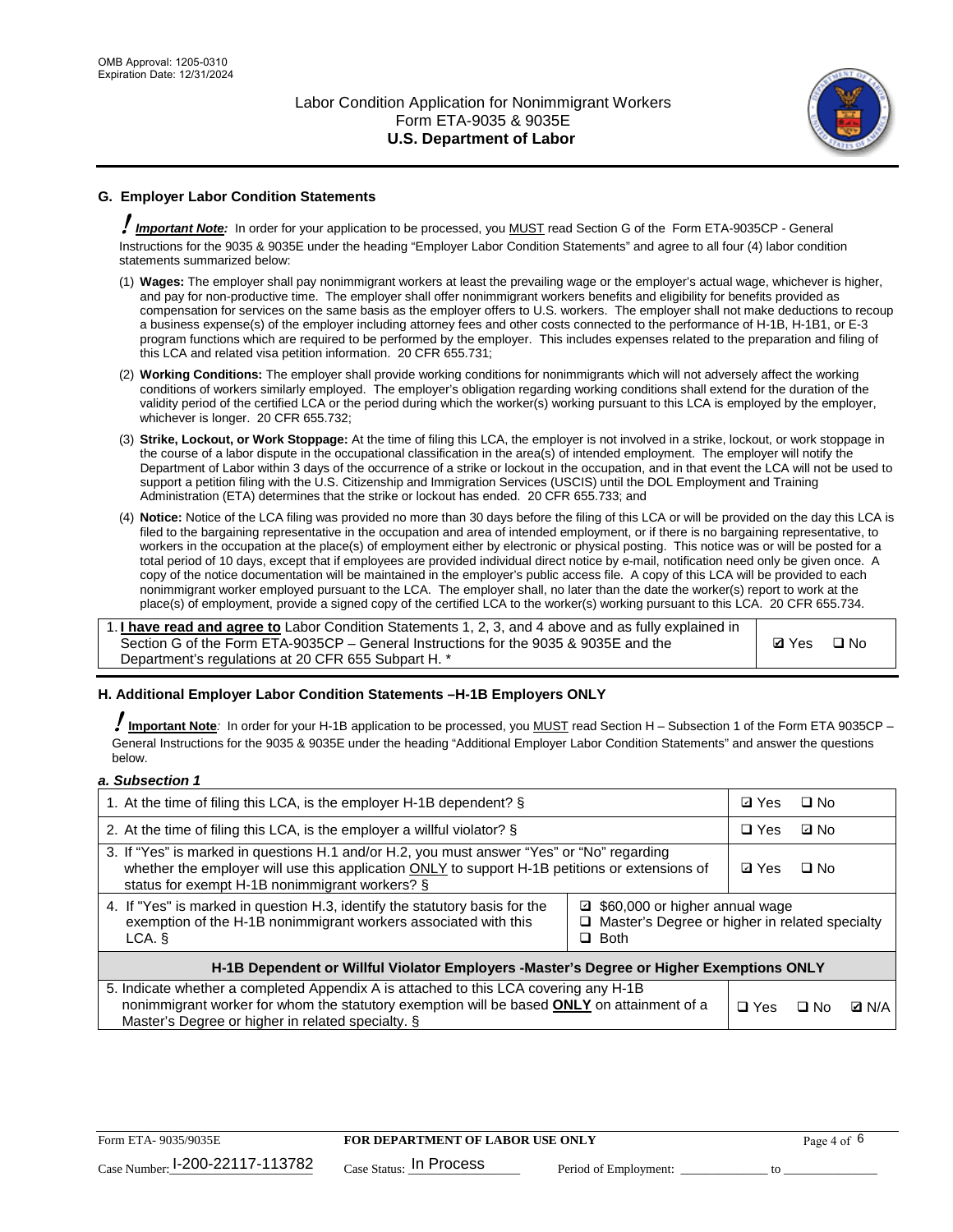## G. Employer Labor Condition Statements

**! *Important Note:*** In order for your application to be processed, you MUST read Section G of the Form ETA-9035CP - General Instructions for the 9035 & 9035E under the heading "Employer Labor Condition Statements" and agree to all four (4) labor condition statements summarized below:

(1) **Wages:** The employer shall pay nonimmigrant workers at least the prevailing wage or the employer's actual wage, whichever is higher, and pay for non-productive time. The employer shall offer nonimmigrant workers benefits and eligibility for benefits provided as compensation for services on the same basis as the employer offers to U.S. workers. The employer shall not make deductions to recoup a business expense(s) of the employer including attorney fees and other costs connected to the performance of H-1B, H-1B1, or E-3 program functions which are required to be performed by the employer. This includes expenses related to the preparation and filing of this LCA and related visa petition information. 20 CFR 655.731;

(2) **Working Conditions:** The employer shall provide working conditions for nonimmigrants which will not adversely affect the working conditions of workers similarly employed. The employer's obligation regarding working conditions shall extend for the duration of the validity period of the certified LCA or the period during which the worker(s) working pursuant to this LCA is employed by the employer, whichever is longer. 20 CFR 655.732;

(3) **Strike, Lockout, or Work Stoppage:** At the time of filing this LCA, the employer is not involved in a strike, lockout, or work stoppage in the course of a labor dispute in the occupational classification in the area(s) of intended employment. The employer will notify the Department of Labor within 3 days of the occurrence of a strike or lockout in the occupation, and in that event the LCA will not be used to support a petition filing with the U.S. Citizenship and Immigration Services (USCIS) until the DOL Employment and Training Administration (ETA) determines that the strike or lockout has ended. 20 CFR 655.733; and

(4) **Notice:** Notice of the LCA filing was provided no more than 30 days before the filing of this LCA or will be provided on the day this LCA is filed to the bargaining representative in the occupation and area of intended employment, or if there is no bargaining representative, to workers in the occupation at the place(s) of employment either by electronic or physical posting. This notice was or will be posted for a total period of 10 days, except that if employees are provided individual direct notice by e-mail, notification need only be given once. A copy of the notice documentation will be maintained in the employer's public access file. A copy of this LCA will be provided to each nonimmigrant worker employed pursuant to the LCA. The employer shall, no later than the date the worker(s) report to work at the place(s) of employment, provide a signed copy of the certified LCA to the worker(s) working pursuant to this LCA. 20 CFR 655.734.

| | |
|---|---|
| 1. **I have read and agree to** Labor Condition Statements 1, 2, 3, and 4 above and as fully explained in Section G of the Form ETA-9035CP – General Instructions for the 9035 & 9035E and the Department's regulations at 20 CFR 655 Subpart H. * | ☑ Yes ☐ No |

## H. Additional Employer Labor Condition Statements –H-1B Employers ONLY

**! Important Note**: In order for your H-1B application to be processed, you MUST read Section H – Subsection 1 of the Form ETA 9035CP – General Instructions for the 9035 & 9035E under the heading "Additional Employer Labor Condition Statements" and answer the questions below.

***a. Subsection 1***

| | | |
|---|---|---|
| 1. At the time of filing this LCA, is the employer H-1B dependent? § | | ☑ Yes ☐ No |
| 2. At the time of filing this LCA, is the employer a willful violator? § | | ☐ Yes ☑ No |
| 3. If "Yes" is marked in questions H.1 and/or H.2, you must answer "Yes" or "No" regarding whether the employer will use this application ONLY to support H-1B petitions or extensions of status for exempt H-1B nonimmigrant workers? § | | ☑ Yes ☐ No |
| 4. If "Yes" is marked in question H.3, identify the statutory basis for the exemption of the H-1B nonimmigrant workers associated with this LCA. § | ☑ $60,000 or higher annual wage<br>☐ Master's Degree or higher in related specialty<br>☐ Both | |
| **H-1B Dependent or Willful Violator Employers -Master's Degree or Higher Exemptions ONLY** | | |
| 5. Indicate whether a completed Appendix A is attached to this LCA covering any H-1B nonimmigrant worker for whom the statutory exemption will be based **ONLY** on attainment of a Master's Degree or higher in related specialty. § | | ☐ Yes ☐ No ☑ N/A |

Form ETA- 9035/9035E **FOR DEPARTMENT OF LABOR USE ONLY**

Case Number: I-200-22117-113782 Case Status: In Process Period of Employment: _____________ to _____________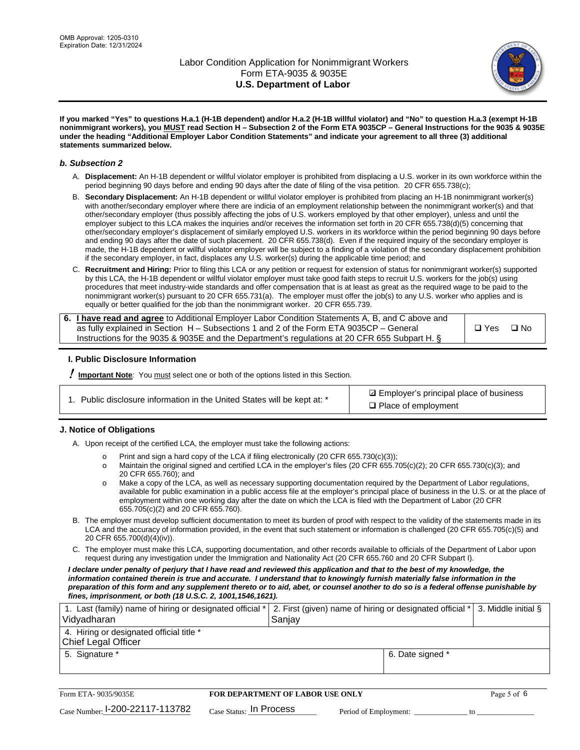**If you marked "Yes" to questions H.a.1 (H-1B dependent) and/or H.a.2 (H-1B willful violator) and "No" to question H.a.3 (exempt H-1B nonimmigrant workers), you MUST read Section H – Subsection 2 of the Form ETA 9035CP – General Instructions for the 9035 & 9035E under the heading "Additional Employer Labor Condition Statements" and indicate your agreement to all three (3) additional statements summarized below.**

### *b. Subsection 2*

A. **Displacement:** An H-1B dependent or willful violator employer is prohibited from displacing a U.S. worker in its own workforce within the period beginning 90 days before and ending 90 days after the date of filing of the visa petition. 20 CFR 655.738(c);

B. **Secondary Displacement:** An H-1B dependent or willful violator employer is prohibited from placing an H-1B nonimmigrant worker(s) with another/secondary employer where there are indicia of an employment relationship between the nonimmigrant worker(s) and that other/secondary employer (thus possibly affecting the jobs of U.S. workers employed by that other employer), unless and until the employer subject to this LCA makes the inquiries and/or receives the information set forth in 20 CFR 655.738(d)(5) concerning that other/secondary employer's displacement of similarly employed U.S. workers in its workforce within the period beginning 90 days before and ending 90 days after the date of such placement. 20 CFR 655.738(d). Even if the required inquiry of the secondary employer is made, the H-1B dependent or willful violator employer will be subject to a finding of a violation of the secondary displacement prohibition if the secondary employer, in fact, displaces any U.S. worker(s) during the applicable time period; and

C. **Recruitment and Hiring:** Prior to filing this LCA or any petition or request for extension of status for nonimmigrant worker(s) supported by this LCA, the H-1B dependent or willful violator employer must take good faith steps to recruit U.S. workers for the job(s) using procedures that meet industry-wide standards and offer compensation that is at least as great as the required wage to be paid to the nonimmigrant worker(s) pursuant to 20 CFR 655.731(a). The employer must offer the job(s) to any U.S. worker who applies and is equally or better qualified for the job than the nonimmigrant worker. 20 CFR 655.739.

| 6. **I have read and agree** to Additional Employer Labor Condition Statements A, B, and C above and as fully explained in Section H – Subsections 1 and 2 of the Form ETA 9035CP – General Instructions for the 9035 & 9035E and the Department's regulations at 20 CFR 655 Subpart H. § | ❑ Yes ❑ No |
|---|---|

### I. Public Disclosure Information

**! Important Note**: You must select one or both of the options listed in this Section.

| 1. Public disclosure information in the United States will be kept at: * | ☑ Employer's principal place of business<br>❑ Place of employment |
|---|---|

### J. Notice of Obligations

A. Upon receipt of the certified LCA, the employer must take the following actions:

- o Print and sign a hard copy of the LCA if filing electronically (20 CFR 655.730(c)(3));
- o Maintain the original signed and certified LCA in the employer's files (20 CFR 655.705(c)(2); 20 CFR 655.730(c)(3); and 20 CFR 655.760); and
- o Make a copy of the LCA, as well as necessary supporting documentation required by the Department of Labor regulations, available for public examination in a public access file at the employer's principal place of business in the U.S. or at the place of employment within one working day after the date on which the LCA is filed with the Department of Labor (20 CFR 655.705(c)(2) and 20 CFR 655.760).

B. The employer must develop sufficient documentation to meet its burden of proof with respect to the validity of the statements made in its LCA and the accuracy of information provided, in the event that such statement or information is challenged (20 CFR 655.705(c)(5) and 20 CFR 655.700(d)(4)(iv)).

C. The employer must make this LCA, supporting documentation, and other records available to officials of the Department of Labor upon request during any investigation under the Immigration and Nationality Act (20 CFR 655.760 and 20 CFR Subpart I).

***I declare under penalty of perjury that I have read and reviewed this application and that to the best of my knowledge, the information contained therein is true and accurate. I understand that to knowingly furnish materially false information in the preparation of this form and any supplement thereto or to aid, abet, or counsel another to do so is a federal offense punishable by fines, imprisonment, or both (18 U.S.C. 2, 1001,1546,1621).***

| 1. Last (family) name of hiring or designated official * | 2. First (given) name of hiring or designated official * | 3. Middle initial § |
|---|---|---|
| Vidyadharan | Sanjay | |
| 4. Hiring or designated official title * | | |
| Chief Legal Officer | | |
| 5. Signature * | 6. Date signed * | |
| | | |

| Form ETA- 9035/9035E | FOR DEPARTMENT OF LABOR USE ONLY | |
|---|---|---|
| Case Number: I-200-22117-113782 | Case Status: In Process | Period of Employment: _____________ to _____________ |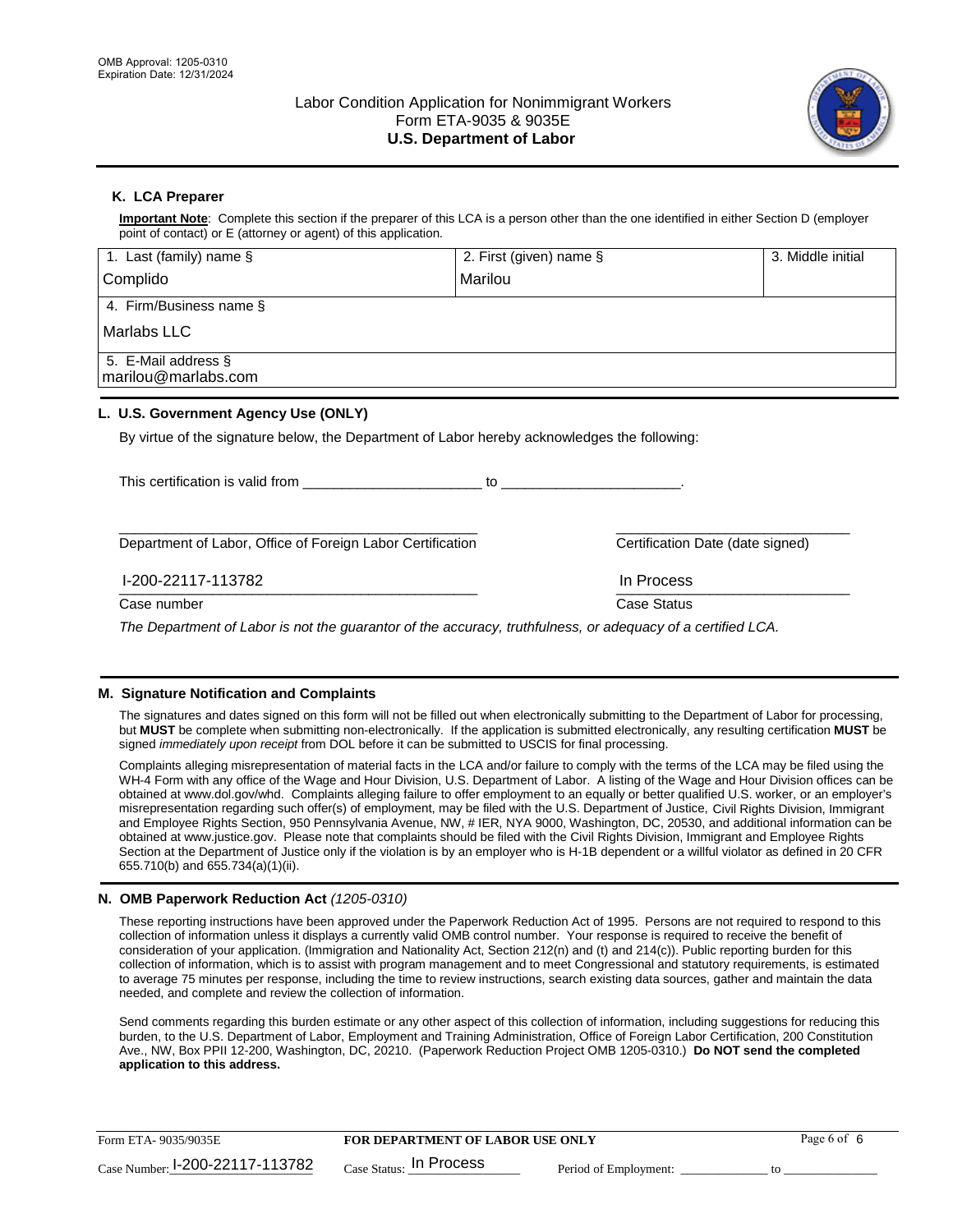OMB Approval: 1205-0310
Expiration Date: 12/31/2024

# Labor Condition Application for Nonimmigrant Workers
## Form ETA-9035 & 9035E
## U.S. Department of Labor

### K. LCA Preparer

**Important Note**: Complete this section if the preparer of this LCA is a person other than the one identified in either Section D (employer point of contact) or E (attorney or agent) of this application.

| 1. Last (family) name § | 2. First (given) name § | 3. Middle initial |
|---|---|---|
| Complido | Marilou | |
| 4. Firm/Business name § | | |
| Marlabs LLC | | |
| 5. E-Mail address § | | |
| marilou@marlabs.com | | |

### L. U.S. Government Agency Use (ONLY)

By virtue of the signature below, the Department of Labor hereby acknowledges the following:

This certification is valid from _______________________ to _______________________.

_______________________________________________ Department of Labor, Office of Foreign Labor Certification

______________________________ Certification Date (date signed)

I-200-22117-113782
Case number

In Process
Case Status

*The Department of Labor is not the guarantor of the accuracy, truthfulness, or adequacy of a certified LCA.*

### M. Signature Notification and Complaints

The signatures and dates signed on this form will not be filled out when electronically submitting to the Department of Labor for processing, but **MUST** be complete when submitting non-electronically. If the application is submitted electronically, any resulting certification **MUST** be signed *immediately upon receipt* from DOL before it can be submitted to USCIS for final processing.

Complaints alleging misrepresentation of material facts in the LCA and/or failure to comply with the terms of the LCA may be filed using the WH-4 Form with any office of the Wage and Hour Division, U.S. Department of Labor. A listing of the Wage and Hour Division offices can be obtained at www.dol.gov/whd. Complaints alleging failure to offer employment to an equally or better qualified U.S. worker, or an employer's misrepresentation regarding such offer(s) of employment, may be filed with the U.S. Department of Justice, Civil Rights Division, Immigrant and Employee Rights Section, 950 Pennsylvania Avenue, NW, # IER, NYA 9000, Washington, DC, 20530, and additional information can be obtained at www.justice.gov. Please note that complaints should be filed with the Civil Rights Division, Immigrant and Employee Rights Section at the Department of Justice only if the violation is by an employer who is H-1B dependent or a willful violator as defined in 20 CFR 655.710(b) and 655.734(a)(1)(ii).

### N. OMB Paperwork Reduction Act *(1205-0310)*

These reporting instructions have been approved under the Paperwork Reduction Act of 1995. Persons are not required to respond to this collection of information unless it displays a currently valid OMB control number. Your response is required to receive the benefit of consideration of your application. (Immigration and Nationality Act, Section 212(n) and (t) and 214(c)). Public reporting burden for this collection of information, which is to assist with program management and to meet Congressional and statutory requirements, is estimated to average 75 minutes per response, including the time to review instructions, search existing data sources, gather and maintain the data needed, and complete and review the collection of information.

Send comments regarding this burden estimate or any other aspect of this collection of information, including suggestions for reducing this burden, to the U.S. Department of Labor, Employment and Training Administration, Office of Foreign Labor Certification, 200 Constitution Ave., NW, Box PPII 12-200, Washington, DC, 20210. (Paperwork Reduction Project OMB 1205-0310.) **Do NOT send the completed application to this address.**